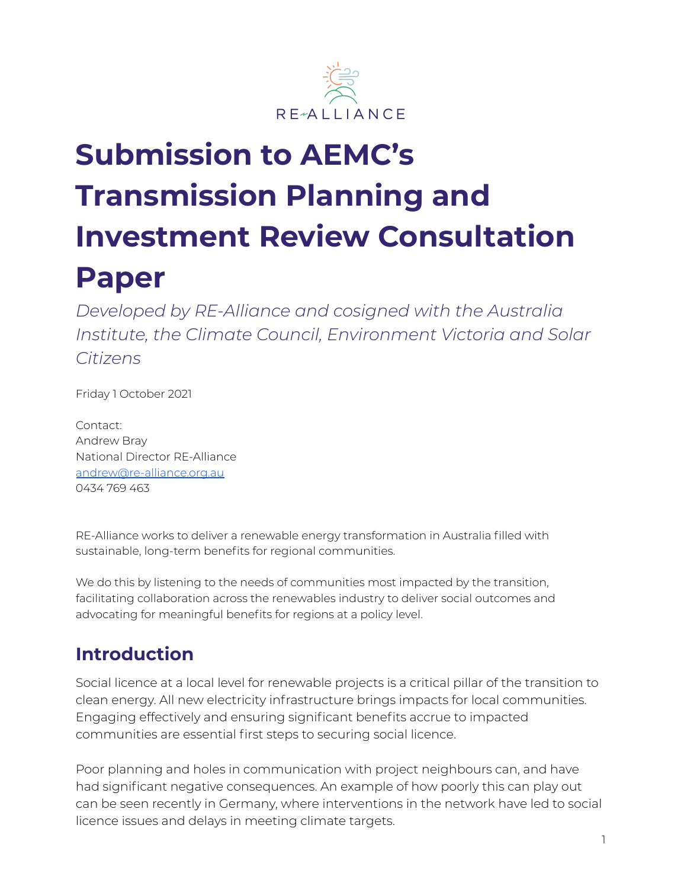RE-ALLIANCE

# Submission to AEMC's Transmission Planning and Investment Review Consultation Paper

*Developed by RE-Alliance and cosigned with the Australia Institute, the Climate Council, Environment Victoria and Solar Citizens*

Friday 1 October 2021

Contact:
Andrew Bray
National Director RE-Alliance
andrew@re-alliance.org.au
0434 769 463

RE-Alliance works to deliver a renewable energy transformation in Australia filled with sustainable, long-term benefits for regional communities.

We do this by listening to the needs of communities most impacted by the transition, facilitating collaboration across the renewables industry to deliver social outcomes and advocating for meaningful benefits for regions at a policy level.

## Introduction

Social licence at a local level for renewable projects is a critical pillar of the transition to clean energy. All new electricity infrastructure brings impacts for local communities. Engaging effectively and ensuring significant benefits accrue to impacted communities are essential first steps to securing social licence.

Poor planning and holes in communication with project neighbours can, and have had significant negative consequences. An example of how poorly this can play out can be seen recently in Germany, where interventions in the network have led to social licence issues and delays in meeting climate targets.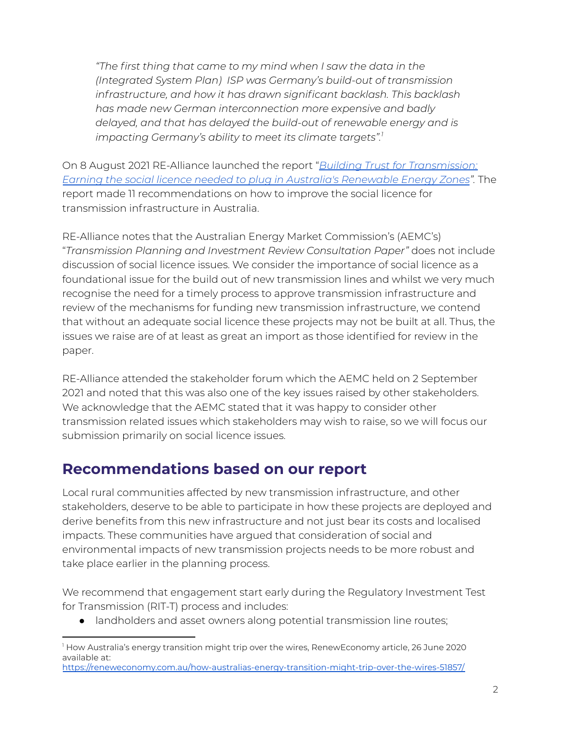> *"The first thing that came to my mind when I saw the data in the (Integrated System Plan) ISP was Germany's build-out of transmission infrastructure, and how it has drawn significant backlash. This backlash has made new German interconnection more expensive and badly delayed, and that has delayed the build-out of renewable energy and is impacting Germany's ability to meet its climate targets".*[1]

On 8 August 2021 RE-Alliance launched the report "*Building Trust for Transmission: Earning the social licence needed to plug in Australia's Renewable Energy Zones*". The report made 11 recommendations on how to improve the social licence for transmission infrastructure in Australia.

RE-Alliance notes that the Australian Energy Market Commission's (AEMC's) "*Transmission Planning and Investment Review Consultation Paper*" does not include discussion of social licence issues. We consider the importance of social licence as a foundational issue for the build out of new transmission lines and whilst we very much recognise the need for a timely process to approve transmission infrastructure and review of the mechanisms for funding new transmission infrastructure, we contend that without an adequate social licence these projects may not be built at all. Thus, the issues we raise are of at least as great an import as those identified for review in the paper.

RE-Alliance attended the stakeholder forum which the AEMC held on 2 September 2021 and noted that this was also one of the key issues raised by other stakeholders. We acknowledge that the AEMC stated that it was happy to consider other transmission related issues which stakeholders may wish to raise, so we will focus our submission primarily on social licence issues.

## Recommendations based on our report

Local rural communities affected by new transmission infrastructure, and other stakeholders, deserve to be able to participate in how these projects are deployed and derive benefits from this new infrastructure and not just bear its costs and localised impacts. These communities have argued that consideration of social and environmental impacts of new transmission projects needs to be more robust and take place earlier in the planning process.

We recommend that engagement start early during the Regulatory Investment Test for Transmission (RIT-T) process and includes:

- landholders and asset owners along potential transmission line routes;

---

[1] How Australia's energy transition might trip over the wires, RenewEconomy article, 26 June 2020 available at: https://reneweconomy.com.au/how-australias-energy-transition-might-trip-over-the-wires-51857/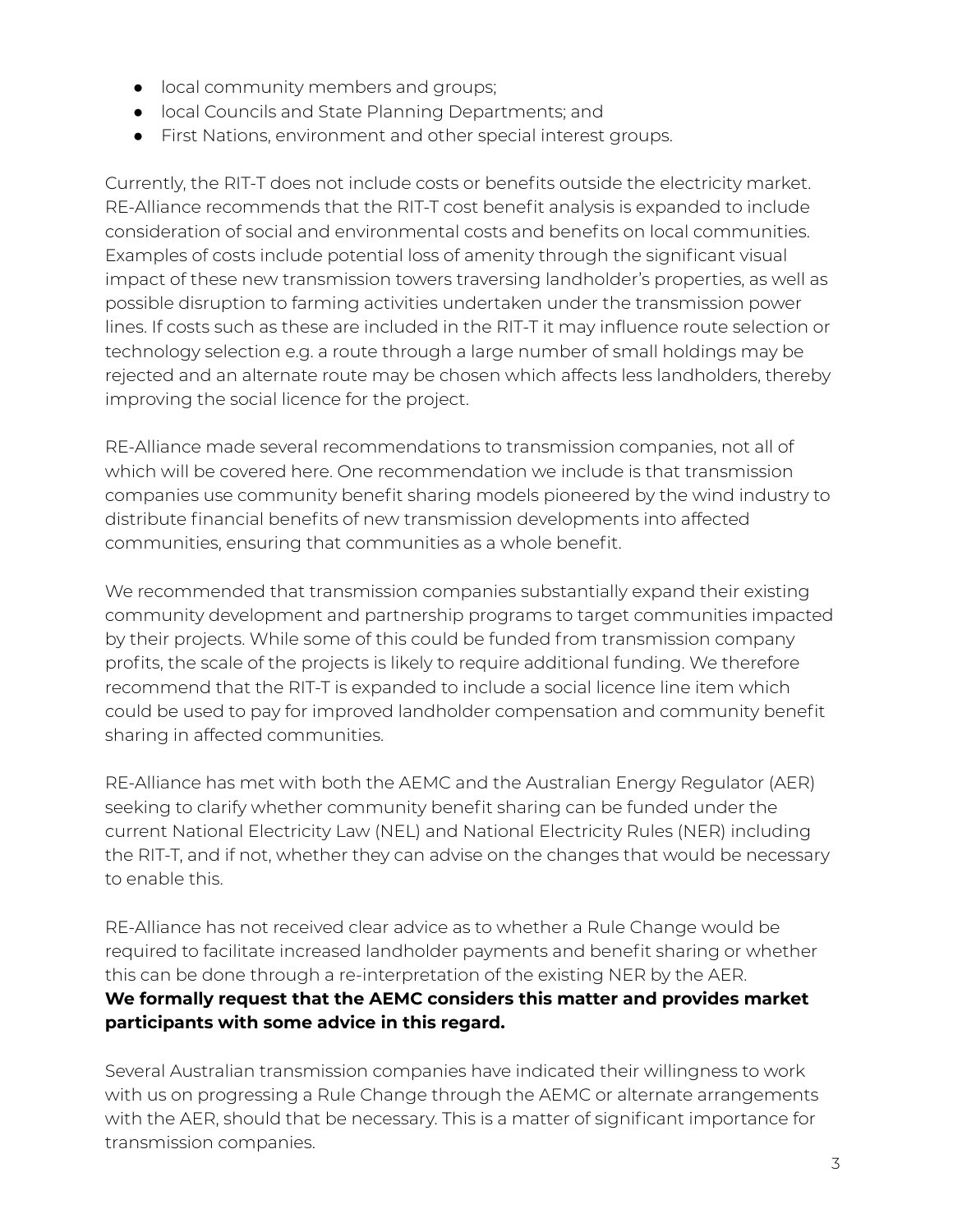- local community members and groups;
- local Councils and State Planning Departments; and
- First Nations, environment and other special interest groups.

Currently, the RIT-T does not include costs or benefits outside the electricity market. RE-Alliance recommends that the RIT-T cost benefit analysis is expanded to include consideration of social and environmental costs and benefits on local communities. Examples of costs include potential loss of amenity through the significant visual impact of these new transmission towers traversing landholder's properties, as well as possible disruption to farming activities undertaken under the transmission power lines. If costs such as these are included in the RIT-T it may influence route selection or technology selection e.g. a route through a large number of small holdings may be rejected and an alternate route may be chosen which affects less landholders, thereby improving the social licence for the project.

RE-Alliance made several recommendations to transmission companies, not all of which will be covered here. One recommendation we include is that transmission companies use community benefit sharing models pioneered by the wind industry to distribute financial benefits of new transmission developments into affected communities, ensuring that communities as a whole benefit.

We recommended that transmission companies substantially expand their existing community development and partnership programs to target communities impacted by their projects. While some of this could be funded from transmission company profits, the scale of the projects is likely to require additional funding. We therefore recommend that the RIT-T is expanded to include a social licence line item which could be used to pay for improved landholder compensation and community benefit sharing in affected communities.

RE-Alliance has met with both the AEMC and the Australian Energy Regulator (AER) seeking to clarify whether community benefit sharing can be funded under the current National Electricity Law (NEL) and National Electricity Rules (NER) including the RIT-T, and if not, whether they can advise on the changes that would be necessary to enable this.

RE-Alliance has not received clear advice as to whether a Rule Change would be required to facilitate increased landholder payments and benefit sharing or whether this can be done through a re-interpretation of the existing NER by the AER. **We formally request that the AEMC considers this matter and provides market participants with some advice in this regard.**

Several Australian transmission companies have indicated their willingness to work with us on progressing a Rule Change through the AEMC or alternate arrangements with the AER, should that be necessary. This is a matter of significant importance for transmission companies.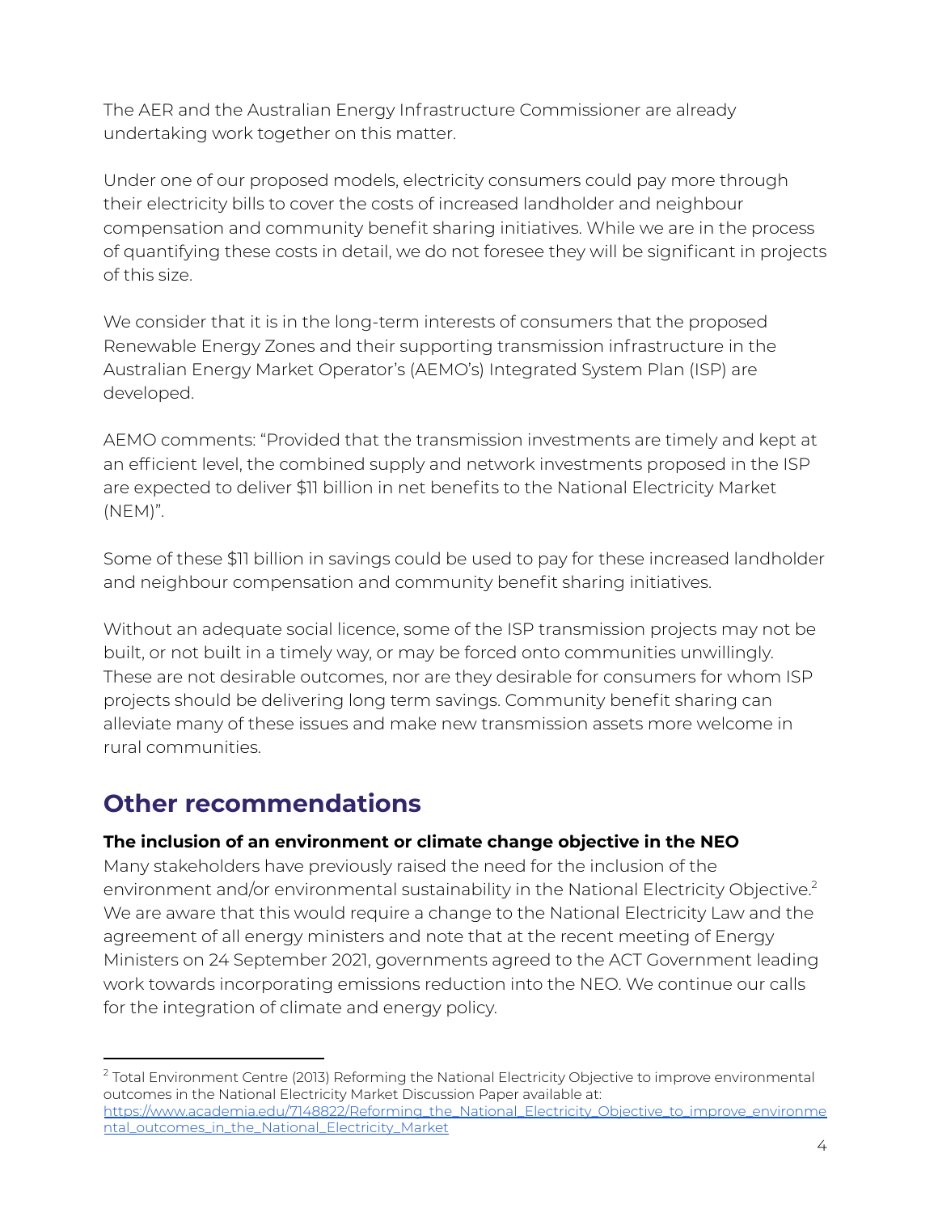The AER and the Australian Energy Infrastructure Commissioner are already undertaking work together on this matter.

Under one of our proposed models, electricity consumers could pay more through their electricity bills to cover the costs of increased landholder and neighbour compensation and community benefit sharing initiatives. While we are in the process of quantifying these costs in detail, we do not foresee they will be significant in projects of this size.

We consider that it is in the long-term interests of consumers that the proposed Renewable Energy Zones and their supporting transmission infrastructure in the Australian Energy Market Operator's (AEMO's) Integrated System Plan (ISP) are developed.

AEMO comments: "Provided that the transmission investments are timely and kept at an efficient level, the combined supply and network investments proposed in the ISP are expected to deliver $11 billion in net benefits to the National Electricity Market (NEM)".

Some of these $11 billion in savings could be used to pay for these increased landholder and neighbour compensation and community benefit sharing initiatives.

Without an adequate social licence, some of the ISP transmission projects may not be built, or not built in a timely way, or may be forced onto communities unwillingly. These are not desirable outcomes, nor are they desirable for consumers for whom ISP projects should be delivering long term savings. Community benefit sharing can alleviate many of these issues and make new transmission assets more welcome in rural communities.

## Other recommendations

**The inclusion of an environment or climate change objective in the NEO**

Many stakeholders have previously raised the need for the inclusion of the environment and/or environmental sustainability in the National Electricity Objective.[2] We are aware that this would require a change to the National Electricity Law and the agreement of all energy ministers and note that at the recent meeting of Energy Ministers on 24 September 2021, governments agreed to the ACT Government leading work towards incorporating emissions reduction into the NEO. We continue our calls for the integration of climate and energy policy.

---

[2] Total Environment Centre (2013) Reforming the National Electricity Objective to improve environmental outcomes in the National Electricity Market Discussion Paper available at: https://www.academia.edu/7148822/Reforming_the_National_Electricity_Objective_to_improve_environmental_outcomes_in_the_National_Electricity_Market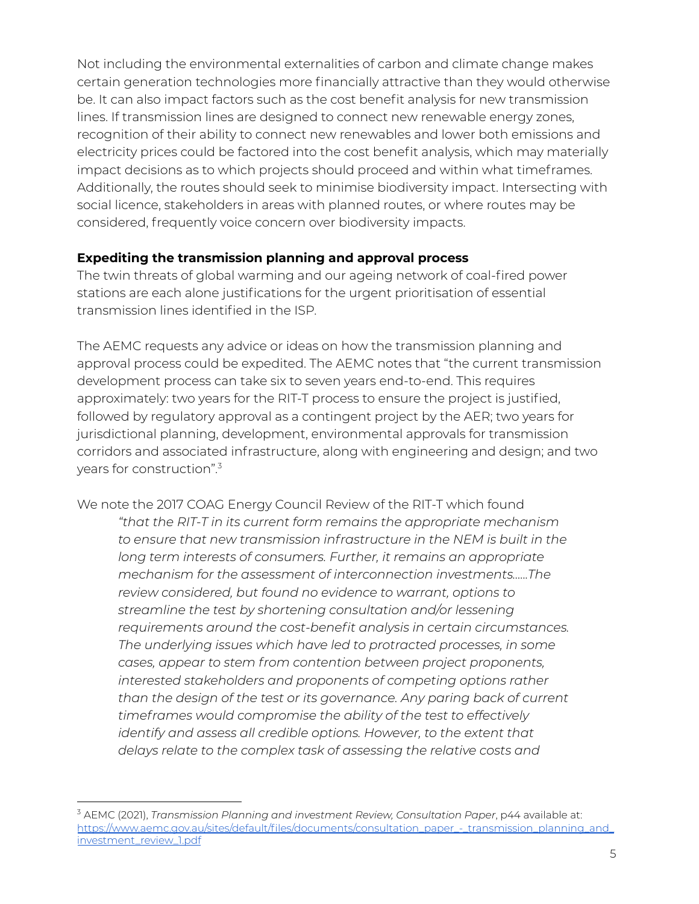Not including the environmental externalities of carbon and climate change makes certain generation technologies more financially attractive than they would otherwise be. It can also impact factors such as the cost benefit analysis for new transmission lines. If transmission lines are designed to connect new renewable energy zones, recognition of their ability to connect new renewables and lower both emissions and electricity prices could be factored into the cost benefit analysis, which may materially impact decisions as to which projects should proceed and within what timeframes. Additionally, the routes should seek to minimise biodiversity impact. Intersecting with social licence, stakeholders in areas with planned routes, or where routes may be considered, frequently voice concern over biodiversity impacts.

**Expediting the transmission planning and approval process**

The twin threats of global warming and our ageing network of coal-fired power stations are each alone justifications for the urgent prioritisation of essential transmission lines identified in the ISP.

The AEMC requests any advice or ideas on how the transmission planning and approval process could be expedited. The AEMC notes that "the current transmission development process can take six to seven years end-to-end. This requires approximately: two years for the RIT-T process to ensure the project is justified, followed by regulatory approval as a contingent project by the AER; two years for jurisdictional planning, development, environmental approvals for transmission corridors and associated infrastructure, along with engineering and design; and two years for construction".[3]

We note the 2017 COAG Energy Council Review of the RIT-T which found

> *"that the RIT-T in its current form remains the appropriate mechanism to ensure that new transmission infrastructure in the NEM is built in the long term interests of consumers. Further, it remains an appropriate mechanism for the assessment of interconnection investments……The review considered, but found no evidence to warrant, options to streamline the test by shortening consultation and/or lessening requirements around the cost-benefit analysis in certain circumstances. The underlying issues which have led to protracted processes, in some cases, appear to stem from contention between project proponents, interested stakeholders and proponents of competing options rather than the design of the test or its governance. Any paring back of current timeframes would compromise the ability of the test to effectively identify and assess all credible options. However, to the extent that delays relate to the complex task of assessing the relative costs and*

---

[3] AEMC (2021), *Transmission Planning and investment Review, Consultation Paper*, p44 available at: https://www.aemc.gov.au/sites/default/files/documents/consultation_paper_-_transmission_planning_and_investment_review_1.pdf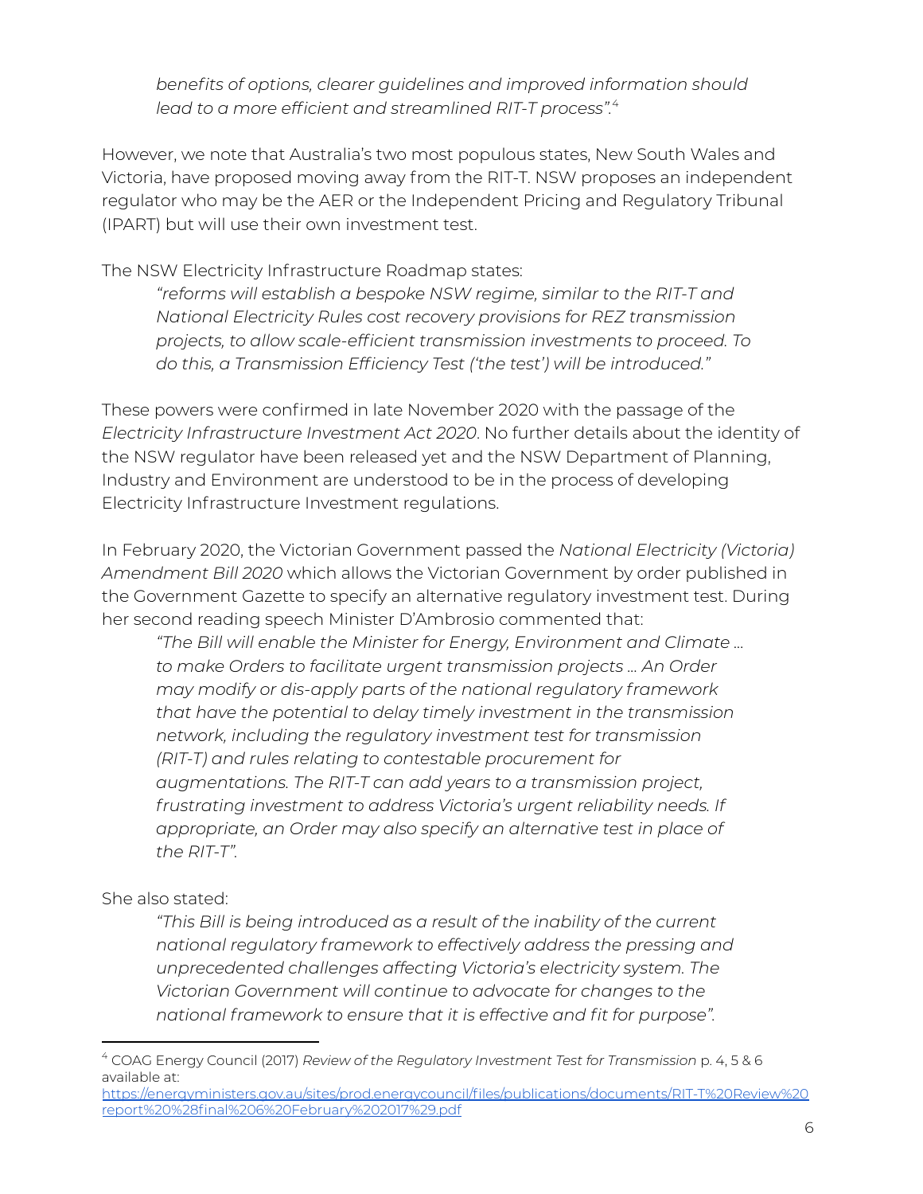> *benefits of options, clearer guidelines and improved information should lead to a more efficient and streamlined RIT-T process".*[4]

However, we note that Australia's two most populous states, New South Wales and Victoria, have proposed moving away from the RIT-T. NSW proposes an independent regulator who may be the AER or the Independent Pricing and Regulatory Tribunal (IPART) but will use their own investment test.

The NSW Electricity Infrastructure Roadmap states:

> *"reforms will establish a bespoke NSW regime, similar to the RIT-T and National Electricity Rules cost recovery provisions for REZ transmission projects, to allow scale-efficient transmission investments to proceed. To do this, a Transmission Efficiency Test ('the test') will be introduced."*

These powers were confirmed in late November 2020 with the passage of the *Electricity Infrastructure Investment Act 2020*. No further details about the identity of the NSW regulator have been released yet and the NSW Department of Planning, Industry and Environment are understood to be in the process of developing Electricity Infrastructure Investment regulations.

In February 2020, the Victorian Government passed the *National Electricity (Victoria) Amendment Bill 2020* which allows the Victorian Government by order published in the Government Gazette to specify an alternative regulatory investment test. During her second reading speech Minister D'Ambrosio commented that:

> *"The Bill will enable the Minister for Energy, Environment and Climate … to make Orders to facilitate urgent transmission projects … An Order may modify or dis-apply parts of the national regulatory framework that have the potential to delay timely investment in the transmission network, including the regulatory investment test for transmission (RIT-T) and rules relating to contestable procurement for augmentations. The RIT-T can add years to a transmission project, frustrating investment to address Victoria's urgent reliability needs. If appropriate, an Order may also specify an alternative test in place of the RIT-T".*

She also stated:

> *"This Bill is being introduced as a result of the inability of the current national regulatory framework to effectively address the pressing and unprecedented challenges affecting Victoria's electricity system. The Victorian Government will continue to advocate for changes to the national framework to ensure that it is effective and fit for purpose".*

---

[4] COAG Energy Council (2017) *Review of the Regulatory Investment Test for Transmission* p. 4, 5 & 6 available at: https://energyministers.gov.au/sites/prod.energycouncil/files/publications/documents/RIT-T%20Review%20report%20%28final%206%20February%202017%29.pdf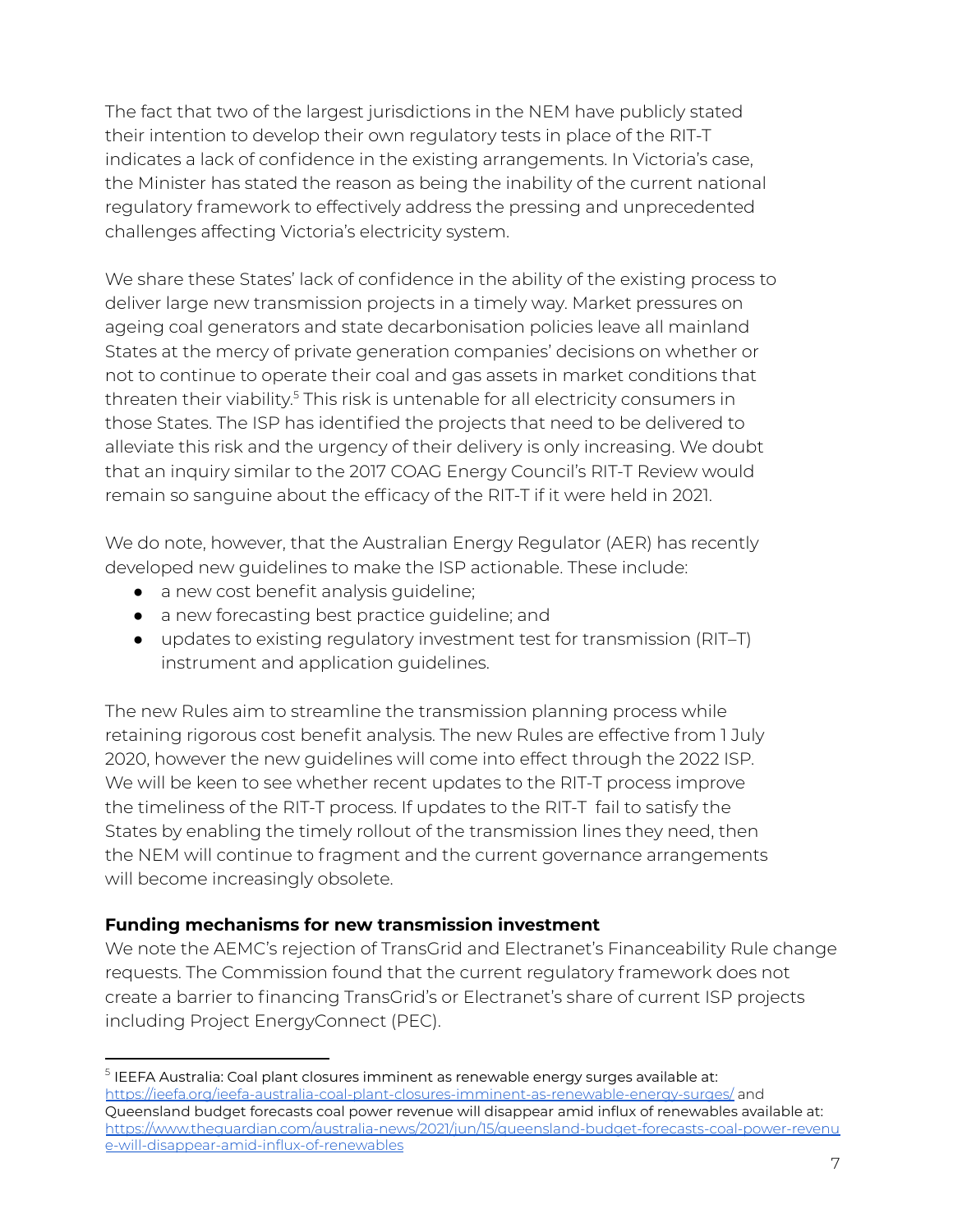The fact that two of the largest jurisdictions in the NEM have publicly stated their intention to develop their own regulatory tests in place of the RIT-T indicates a lack of confidence in the existing arrangements. In Victoria's case, the Minister has stated the reason as being the inability of the current national regulatory framework to effectively address the pressing and unprecedented challenges affecting Victoria's electricity system.

We share these States' lack of confidence in the ability of the existing process to deliver large new transmission projects in a timely way. Market pressures on ageing coal generators and state decarbonisation policies leave all mainland States at the mercy of private generation companies' decisions on whether or not to continue to operate their coal and gas assets in market conditions that threaten their viability.[5] This risk is untenable for all electricity consumers in those States. The ISP has identified the projects that need to be delivered to alleviate this risk and the urgency of their delivery is only increasing. We doubt that an inquiry similar to the 2017 COAG Energy Council's RIT-T Review would remain so sanguine about the efficacy of the RIT-T if it were held in 2021.

We do note, however, that the Australian Energy Regulator (AER) has recently developed new guidelines to make the ISP actionable. These include:

- a new cost benefit analysis guideline;
- a new forecasting best practice guideline; and
- updates to existing regulatory investment test for transmission (RIT–T) instrument and application guidelines.

The new Rules aim to streamline the transmission planning process while retaining rigorous cost benefit analysis. The new Rules are effective from 1 July 2020, however the new guidelines will come into effect through the 2022 ISP. We will be keen to see whether recent updates to the RIT-T process improve the timeliness of the RIT-T process. If updates to the RIT-T fail to satisfy the States by enabling the timely rollout of the transmission lines they need, then the NEM will continue to fragment and the current governance arrangements will become increasingly obsolete.

**Funding mechanisms for new transmission investment**

We note the AEMC's rejection of TransGrid and Electranet's Financeability Rule change requests. The Commission found that the current regulatory framework does not create a barrier to financing TransGrid's or Electranet's share of current ISP projects including Project EnergyConnect (PEC).

---

[5] IEEFA Australia: Coal plant closures imminent as renewable energy surges available at: https://ieefa.org/ieefa-australia-coal-plant-closures-imminent-as-renewable-energy-surges/ and Queensland budget forecasts coal power revenue will disappear amid influx of renewables available at: https://www.theguardian.com/australia-news/2021/jun/15/queensland-budget-forecasts-coal-power-revenue-will-disappear-amid-influx-of-renewables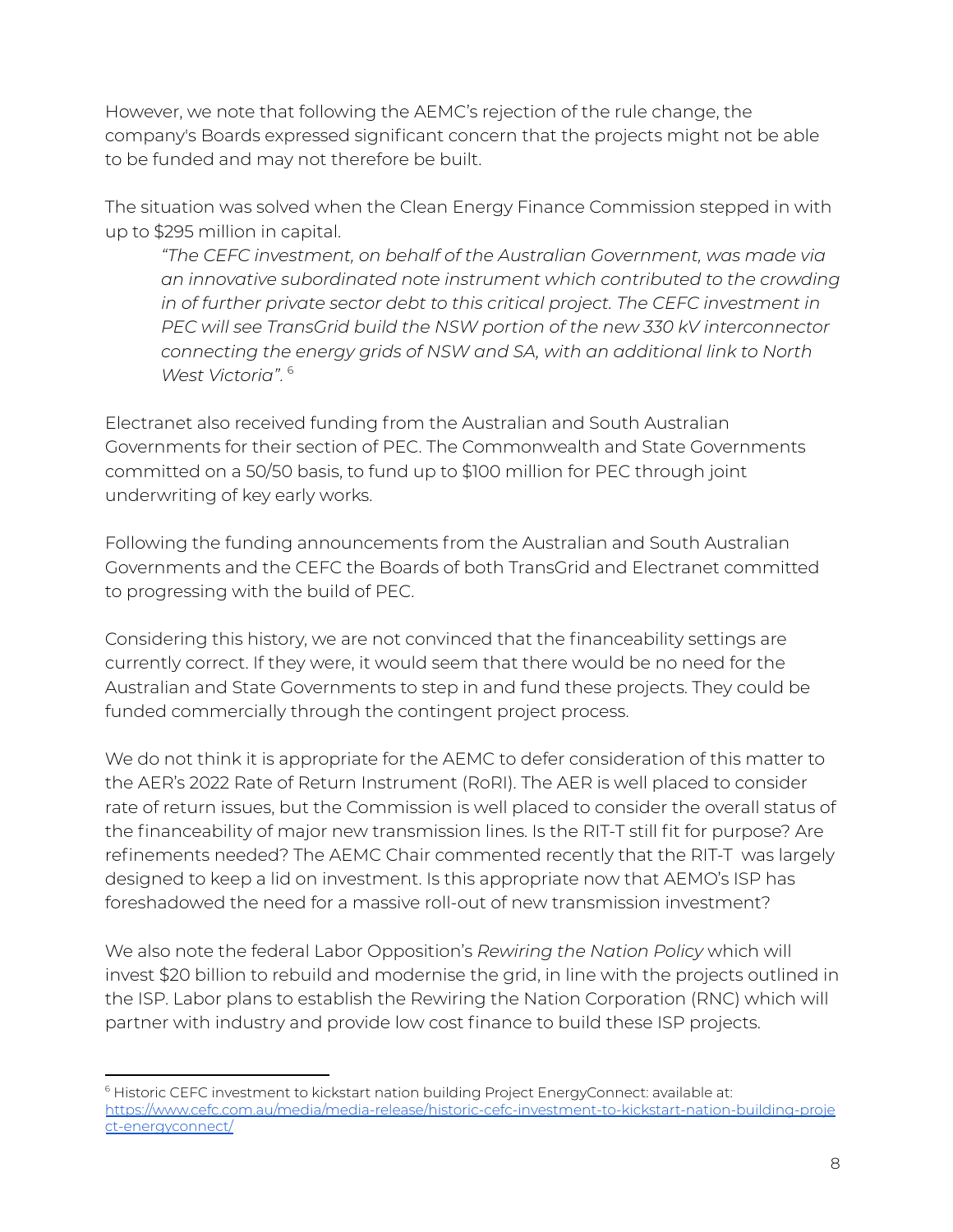However, we note that following the AEMC's rejection of the rule change, the company's Boards expressed significant concern that the projects might not be able to be funded and may not therefore be built.

The situation was solved when the Clean Energy Finance Commission stepped in with up to $295 million in capital.

> *"The CEFC investment, on behalf of the Australian Government, was made via an innovative subordinated note instrument which contributed to the crowding in of further private sector debt to this critical project. The CEFC investment in PEC will see TransGrid build the NSW portion of the new 330 kV interconnector connecting the energy grids of NSW and SA, with an additional link to North West Victoria".* [6]

Electranet also received funding from the Australian and South Australian Governments for their section of PEC. The Commonwealth and State Governments committed on a 50/50 basis, to fund up to $100 million for PEC through joint underwriting of key early works.

Following the funding announcements from the Australian and South Australian Governments and the CEFC the Boards of both TransGrid and Electranet committed to progressing with the build of PEC.

Considering this history, we are not convinced that the financeability settings are currently correct. If they were, it would seem that there would be no need for the Australian and State Governments to step in and fund these projects. They could be funded commercially through the contingent project process.

We do not think it is appropriate for the AEMC to defer consideration of this matter to the AER's 2022 Rate of Return Instrument (RoRI). The AER is well placed to consider rate of return issues, but the Commission is well placed to consider the overall status of the financeability of major new transmission lines. Is the RIT-T still fit for purpose? Are refinements needed? The AEMC Chair commented recently that the RIT-T was largely designed to keep a lid on investment. Is this appropriate now that AEMO's ISP has foreshadowed the need for a massive roll-out of new transmission investment?

We also note the federal Labor Opposition's *Rewiring the Nation Policy* which will invest $20 billion to rebuild and modernise the grid, in line with the projects outlined in the ISP. Labor plans to establish the Rewiring the Nation Corporation (RNC) which will partner with industry and provide low cost finance to build these ISP projects.

---

[6] Historic CEFC investment to kickstart nation building Project EnergyConnect: available at: https://www.cefc.com.au/media/media-release/historic-cefc-investment-to-kickstart-nation-building-project-energyconnect/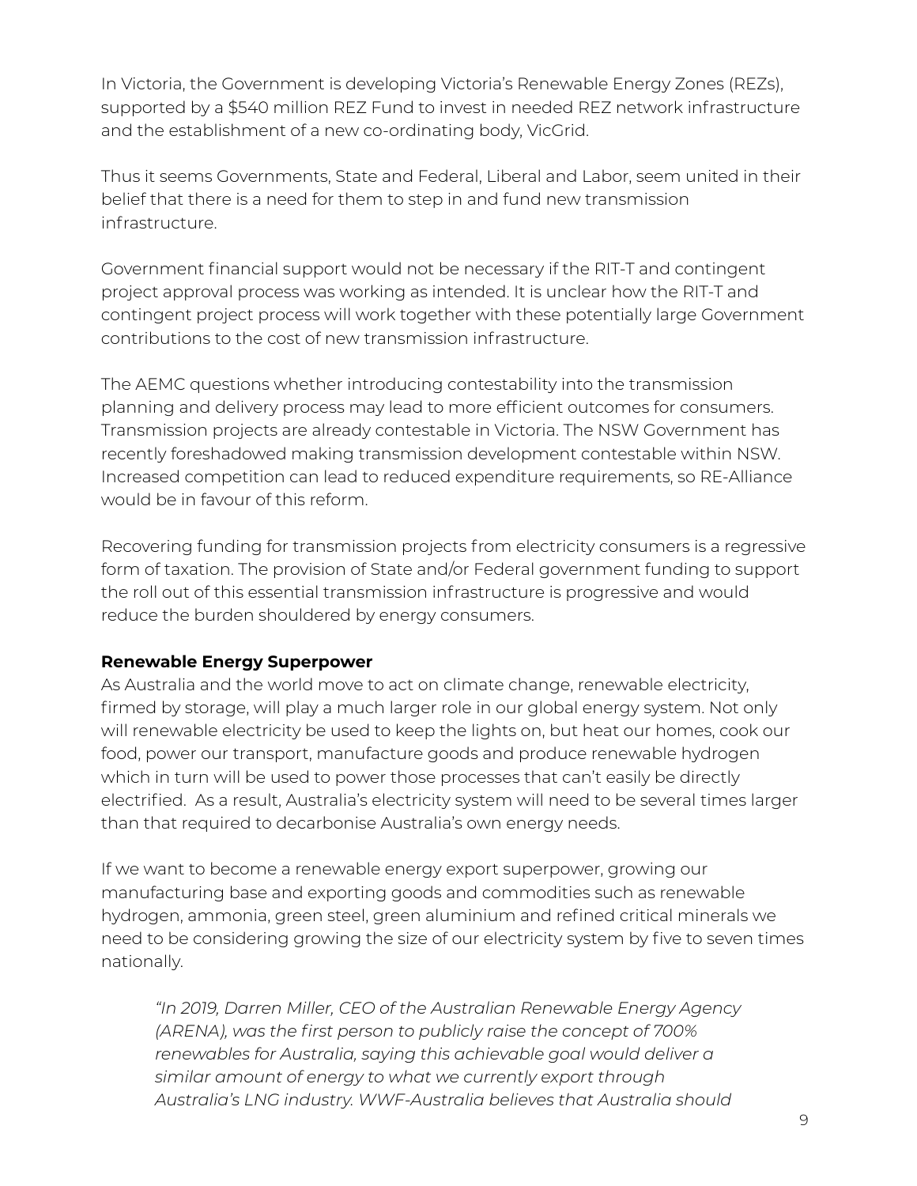In Victoria, the Government is developing Victoria's Renewable Energy Zones (REZs), supported by a $540 million REZ Fund to invest in needed REZ network infrastructure and the establishment of a new co-ordinating body, VicGrid.

Thus it seems Governments, State and Federal, Liberal and Labor, seem united in their belief that there is a need for them to step in and fund new transmission infrastructure.

Government financial support would not be necessary if the RIT-T and contingent project approval process was working as intended. It is unclear how the RIT-T and contingent project process will work together with these potentially large Government contributions to the cost of new transmission infrastructure.

The AEMC questions whether introducing contestability into the transmission planning and delivery process may lead to more efficient outcomes for consumers. Transmission projects are already contestable in Victoria. The NSW Government has recently foreshadowed making transmission development contestable within NSW. Increased competition can lead to reduced expenditure requirements, so RE-Alliance would be in favour of this reform.

Recovering funding for transmission projects from electricity consumers is a regressive form of taxation. The provision of State and/or Federal government funding to support the roll out of this essential transmission infrastructure is progressive and would reduce the burden shouldered by energy consumers.

**Renewable Energy Superpower**

As Australia and the world move to act on climate change, renewable electricity, firmed by storage, will play a much larger role in our global energy system. Not only will renewable electricity be used to keep the lights on, but heat our homes, cook our food, power our transport, manufacture goods and produce renewable hydrogen which in turn will be used to power those processes that can't easily be directly electrified. As a result, Australia's electricity system will need to be several times larger than that required to decarbonise Australia's own energy needs.

If we want to become a renewable energy export superpower, growing our manufacturing base and exporting goods and commodities such as renewable hydrogen, ammonia, green steel, green aluminium and refined critical minerals we need to be considering growing the size of our electricity system by five to seven times nationally.

> *"In 2019, Darren Miller, CEO of the Australian Renewable Energy Agency (ARENA), was the first person to publicly raise the concept of 700% renewables for Australia, saying this achievable goal would deliver a similar amount of energy to what we currently export through Australia's LNG industry. WWF-Australia believes that Australia should*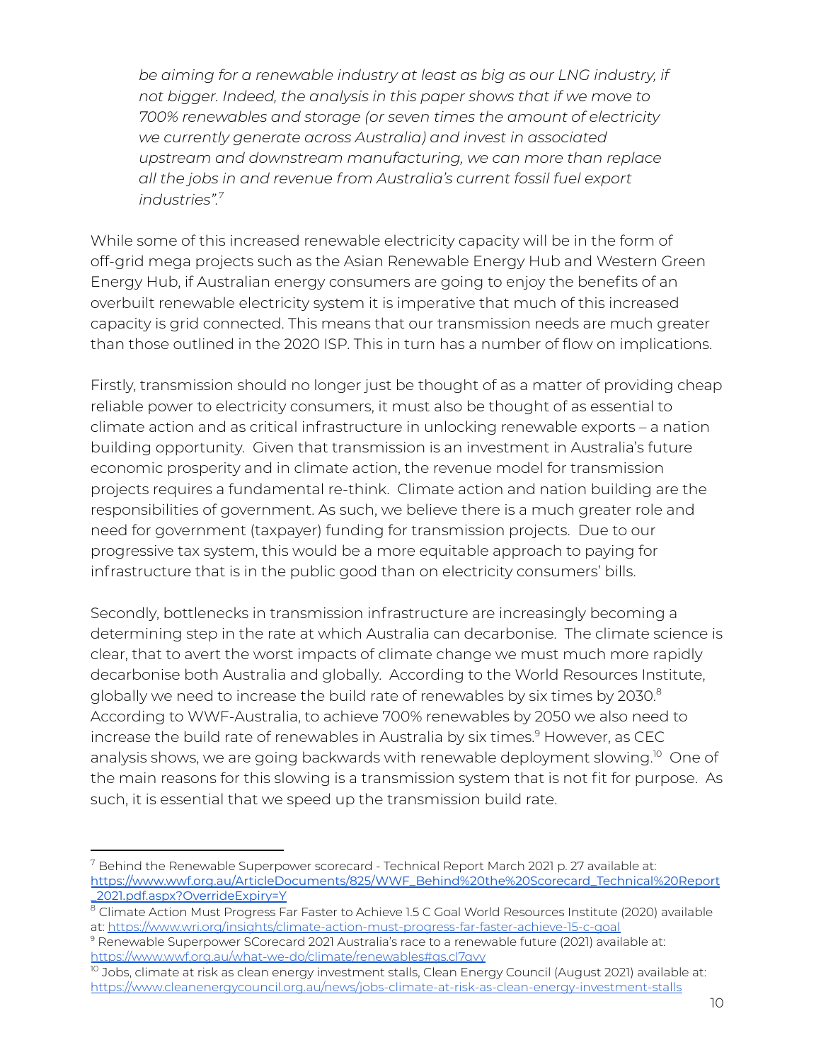*be aiming for a renewable industry at least as big as our LNG industry, if not bigger. Indeed, the analysis in this paper shows that if we move to 700% renewables and storage (or seven times the amount of electricity we currently generate across Australia) and invest in associated upstream and downstream manufacturing, we can more than replace all the jobs in and revenue from Australia's current fossil fuel export industries".*[7]

While some of this increased renewable electricity capacity will be in the form of off-grid mega projects such as the Asian Renewable Energy Hub and Western Green Energy Hub, if Australian energy consumers are going to enjoy the benefits of an overbuilt renewable electricity system it is imperative that much of this increased capacity is grid connected. This means that our transmission needs are much greater than those outlined in the 2020 ISP. This in turn has a number of flow on implications.

Firstly, transmission should no longer just be thought of as a matter of providing cheap reliable power to electricity consumers, it must also be thought of as essential to climate action and as critical infrastructure in unlocking renewable exports – a nation building opportunity. Given that transmission is an investment in Australia's future economic prosperity and in climate action, the revenue model for transmission projects requires a fundamental re-think. Climate action and nation building are the responsibilities of government. As such, we believe there is a much greater role and need for government (taxpayer) funding for transmission projects. Due to our progressive tax system, this would be a more equitable approach to paying for infrastructure that is in the public good than on electricity consumers' bills.

Secondly, bottlenecks in transmission infrastructure are increasingly becoming a determining step in the rate at which Australia can decarbonise. The climate science is clear, that to avert the worst impacts of climate change we must much more rapidly decarbonise both Australia and globally. According to the World Resources Institute, globally we need to increase the build rate of renewables by six times by 2030.[8] According to WWF-Australia, to achieve 700% renewables by 2050 we also need to increase the build rate of renewables in Australia by six times.[9] However, as CEC analysis shows, we are going backwards with renewable deployment slowing.[10] One of the main reasons for this slowing is a transmission system that is not fit for purpose. As such, it is essential that we speed up the transmission build rate.

---

[7] Behind the Renewable Superpower scorecard - Technical Report March 2021 p. 27 available at: https://www.wwf.org.au/ArticleDocuments/825/WWF_Behind%20the%20Scorecard_Technical%20Report_2021.pdf.aspx?OverrideExpiry=Y

[8] Climate Action Must Progress Far Faster to Achieve 1.5 C Goal World Resources Institute (2020) available at: https://www.wri.org/insights/climate-action-must-progress-far-faster-achieve-15-c-goal

[9] Renewable Superpower SCorecard 2021 Australia's race to a renewable future (2021) available at: https://www.wwf.org.au/what-we-do/climate/renewables#gs.cl7gvy

[10] Jobs, climate at risk as clean energy investment stalls, Clean Energy Council (August 2021) available at: https://www.cleanenergycouncil.org.au/news/jobs-climate-at-risk-as-clean-energy-investment-stalls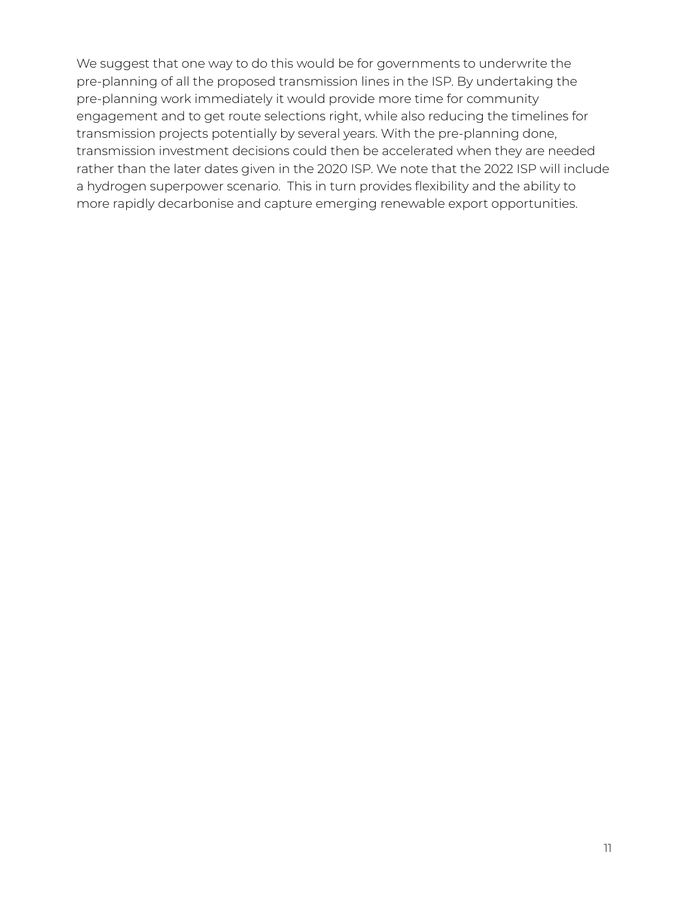We suggest that one way to do this would be for governments to underwrite the pre-planning of all the proposed transmission lines in the ISP. By undertaking the pre-planning work immediately it would provide more time for community engagement and to get route selections right, while also reducing the timelines for transmission projects potentially by several years. With the pre-planning done, transmission investment decisions could then be accelerated when they are needed rather than the later dates given in the 2020 ISP. We note that the 2022 ISP will include a hydrogen superpower scenario.  This in turn provides flexibility and the ability to more rapidly decarbonise and capture emerging renewable export opportunities.